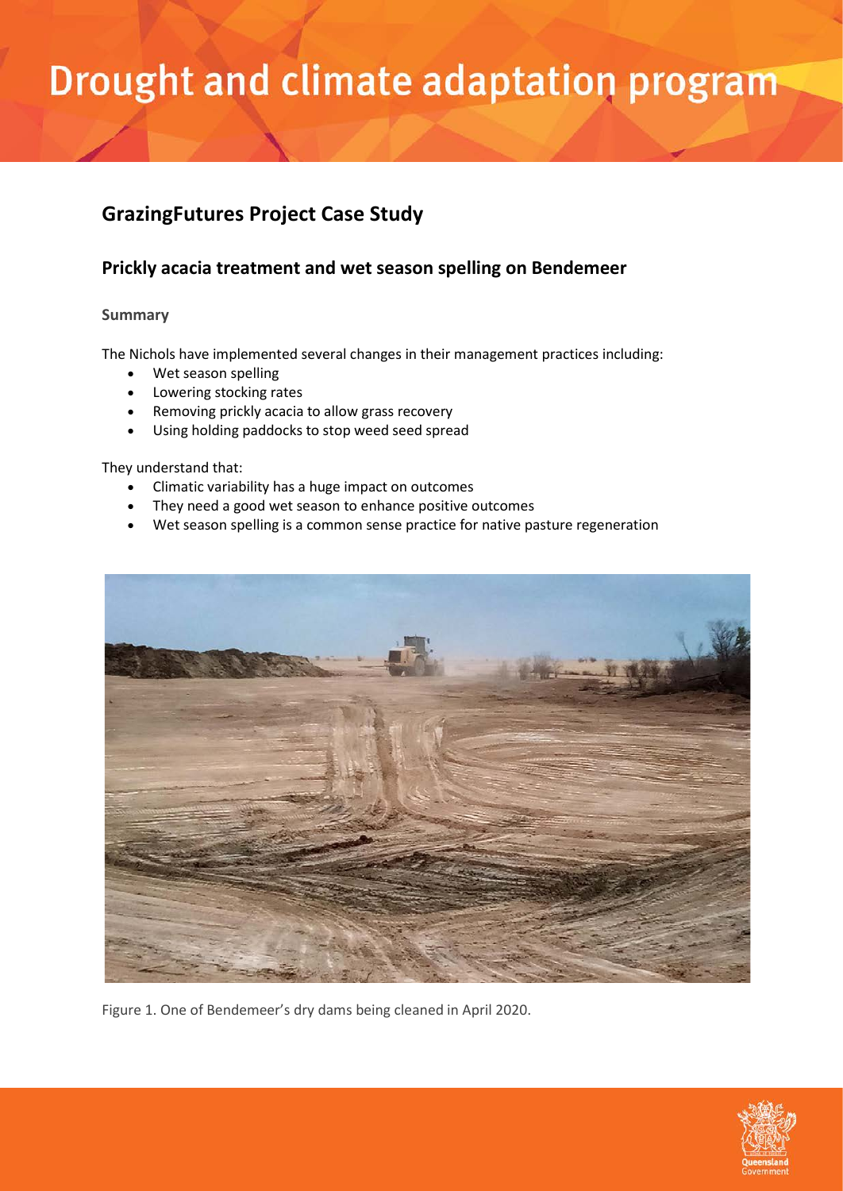# Drought and climate adaptation program

## GrazingFutures Project Case Study

### Prickly acacia treatment and wet season spelling on Bendemeer

#### Summary

The Nichols have implemented several changes in their management practices including:

- Wet season spelling
- Lowering stocking rates
- Removing prickly acacia to allow grass recovery
- Using holding paddocks to stop weed seed spread

They understand that:

- Climatic variability has a huge impact on outcomes
- They need a good wet season to enhance positive outcomes
- Wet season spelling is a common sense practice for native pasture regeneration

Figure 1. One of Bendemeer's dry dams being cleaned in April 2020.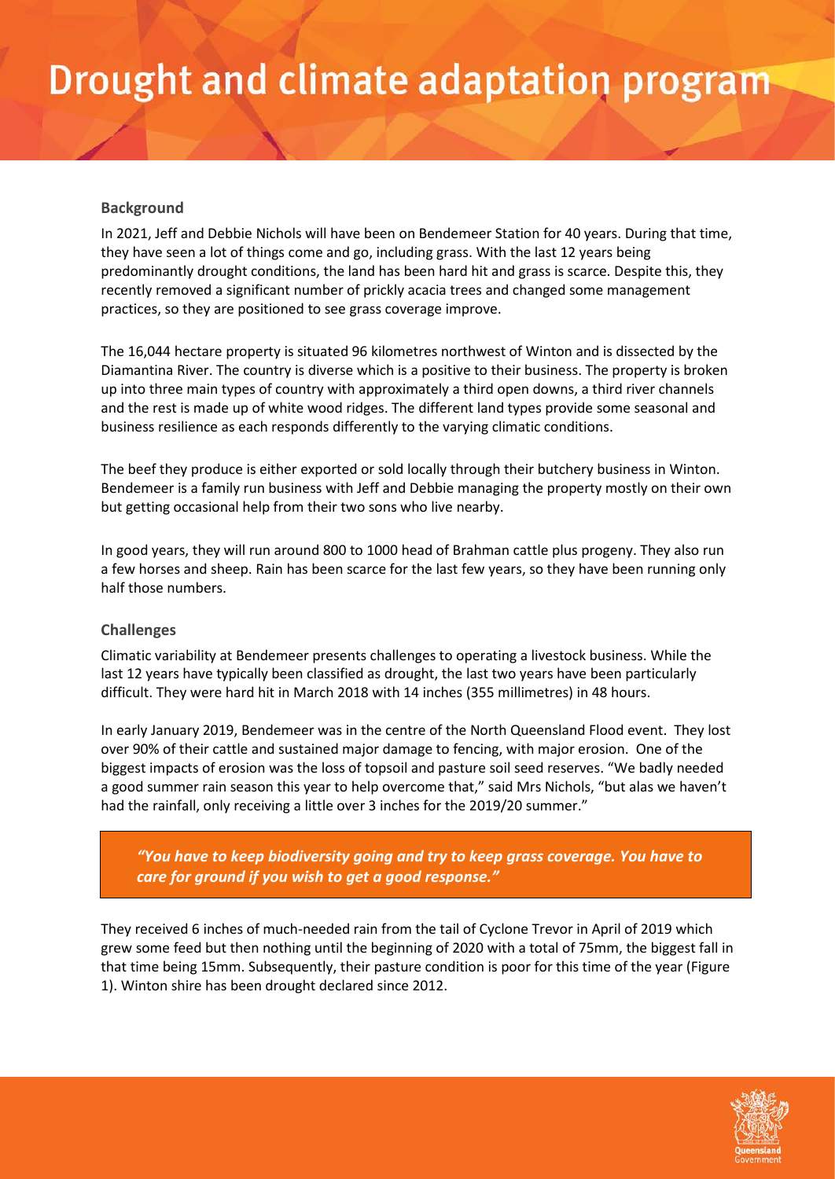# Drought and climate adaptation program

## Background

In 2021, Jeff and Debbie Nichols will have been on Bendemeer Station for 40 years. During that time, they have seen a lot of things come and go, including grass. With the last 12 years being predominantly drought conditions, the land has been hard hit and grass is scarce. Despite this, they recently removed a significant number of prickly acacia trees and changed some management practices, so they are positioned to see grass coverage improve.

The 16,044 hectare property is situated 96 kilometres northwest of Winton and is dissected by the Diamantina River. The country is diverse which is a positive to their business. The property is broken up into three main types of country with approximately a third open downs, a third river channels and the rest is made up of white wood ridges. The different land types provide some seasonal and business resilience as each responds differently to the varying climatic conditions.

The beef they produce is either exported or sold locally through their butchery business in Winton. Bendemeer is a family run business with Jeff and Debbie managing the property mostly on their own but getting occasional help from their two sons who live nearby.

In good years, they will run around 800 to 1000 head of Brahman cattle plus progeny. They also run a few horses and sheep. Rain has been scarce for the last few years, so they have been running only half those numbers.

## Challenges

Climatic variability at Bendemeer presents challenges to operating a livestock business. While the last 12 years have typically been classified as drought, the last two years have been particularly difficult. They were hard hit in March 2018 with 14 inches (355 millimetres) in 48 hours.

In early January 2019, Bendemeer was in the centre of the North Queensland Flood event. They lost over 90% of their cattle and sustained major damage to fencing, with major erosion. One of the biggest impacts of erosion was the loss of topsoil and pasture soil seed reserves. "We badly needed a good summer rain season this year to help overcome that," said Mrs Nichols, "but alas we haven't had the rainfall, only receiving a little over 3 inches for the 2019/20 summer."

> ***"You have to keep biodiversity going and try to keep grass coverage. You have to care for ground if you wish to get a good response."***

They received 6 inches of much-needed rain from the tail of Cyclone Trevor in April of 2019 which grew some feed but then nothing until the beginning of 2020 with a total of 75mm, the biggest fall in that time being 15mm. Subsequently, their pasture condition is poor for this time of the year (Figure 1). Winton shire has been drought declared since 2012.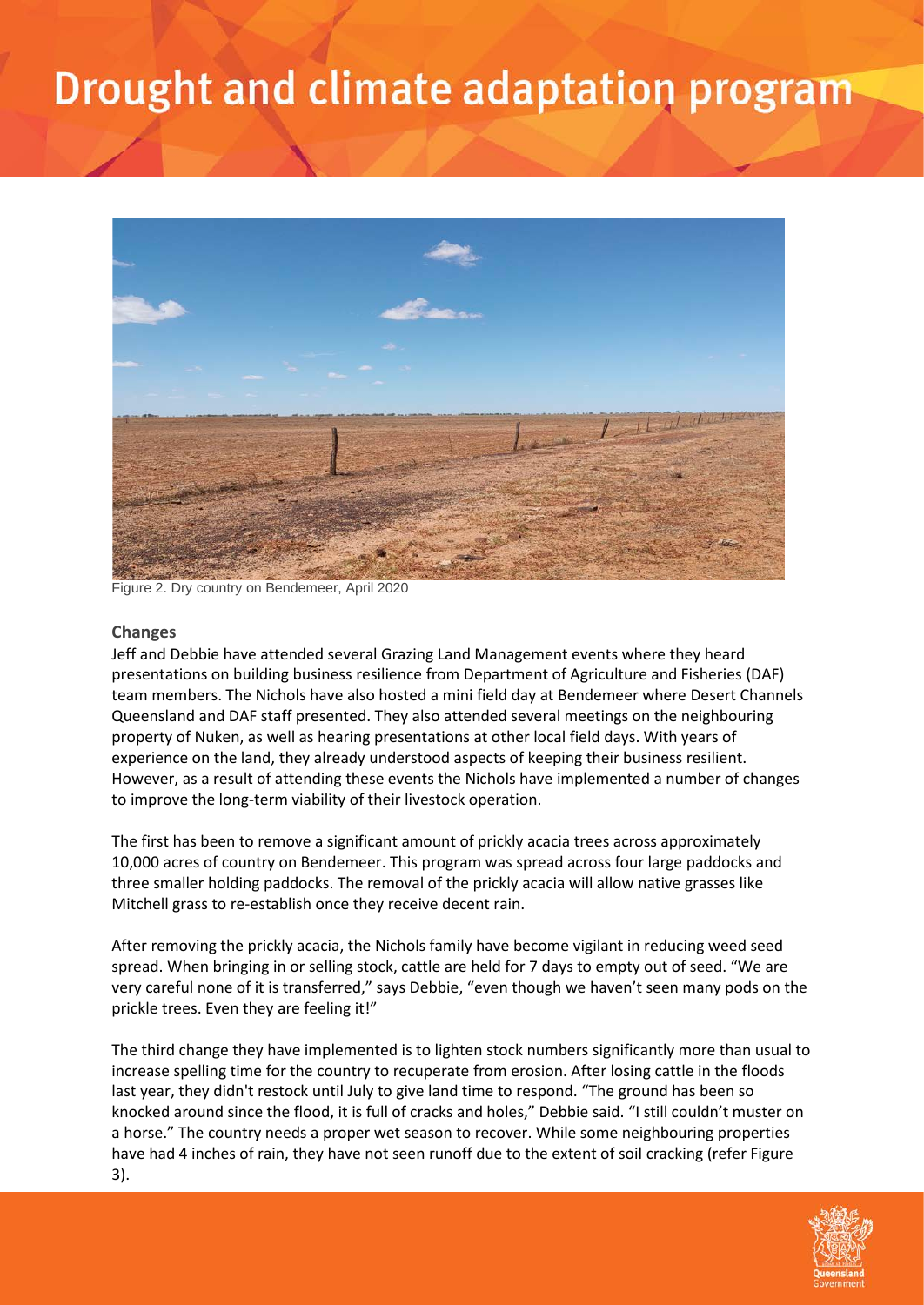Figure 2. Dry country on Bendemeer, April 2020

## Changes

Jeff and Debbie have attended several Grazing Land Management events where they heard presentations on building business resilience from Department of Agriculture and Fisheries (DAF) team members. The Nichols have also hosted a mini field day at Bendemeer where Desert Channels Queensland and DAF staff presented. They also attended several meetings on the neighbouring property of Nuken, as well as hearing presentations at other local field days. With years of experience on the land, they already understood aspects of keeping their business resilient. However, as a result of attending these events the Nichols have implemented a number of changes to improve the long-term viability of their livestock operation.

The first has been to remove a significant amount of prickly acacia trees across approximately 10,000 acres of country on Bendemeer. This program was spread across four large paddocks and three smaller holding paddocks. The removal of the prickly acacia will allow native grasses like Mitchell grass to re-establish once they receive decent rain.

After removing the prickly acacia, the Nichols family have become vigilant in reducing weed seed spread. When bringing in or selling stock, cattle are held for 7 days to empty out of seed. "We are very careful none of it is transferred," says Debbie, "even though we haven't seen many pods on the prickle trees. Even they are feeling it!"

The third change they have implemented is to lighten stock numbers significantly more than usual to increase spelling time for the country to recuperate from erosion. After losing cattle in the floods last year, they didn't restock until July to give land time to respond. "The ground has been so knocked around since the flood, it is full of cracks and holes," Debbie said. "I still couldn't muster on a horse." The country needs a proper wet season to recover. While some neighbouring properties have had 4 inches of rain, they have not seen runoff due to the extent of soil cracking (refer Figure 3).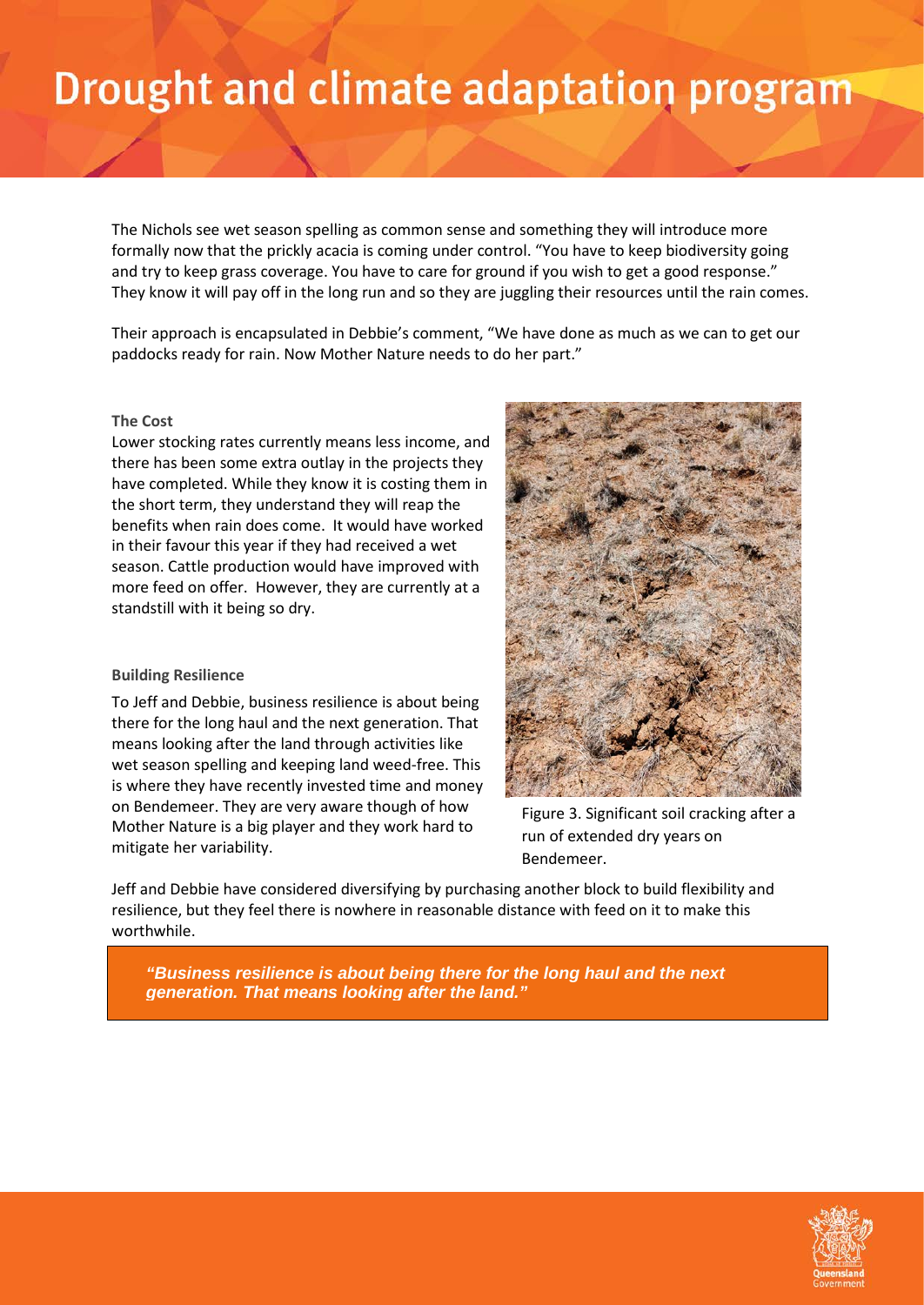The Nichols see wet season spelling as common sense and something they will introduce more formally now that the prickly acacia is coming under control. "You have to keep biodiversity going and try to keep grass coverage. You have to care for ground if you wish to get a good response." They know it will pay off in the long run and so they are juggling their resources until the rain comes.

Their approach is encapsulated in Debbie's comment, "We have done as much as we can to get our paddocks ready for rain. Now Mother Nature needs to do her part."

**The Cost**

Lower stocking rates currently means less income, and there has been some extra outlay in the projects they have completed. While they know it is costing them in the short term, they understand they will reap the benefits when rain does come. It would have worked in their favour this year if they had received a wet season. Cattle production would have improved with more feed on offer. However, they are currently at a standstill with it being so dry.

**Building Resilience**

To Jeff and Debbie, business resilience is about being there for the long haul and the next generation. That means looking after the land through activities like wet season spelling and keeping land weed-free. This is where they have recently invested time and money on Bendemeer. They are very aware though of how Mother Nature is a big player and they work hard to mitigate her variability.

Figure 3. Significant soil cracking after a run of extended dry years on Bendemeer.

Jeff and Debbie have considered diversifying by purchasing another block to build flexibility and resilience, but they feel there is nowhere in reasonable distance with feed on it to make this worthwhile.

***"Business resilience is about being there for the long haul and the next generation. That means looking after the land."***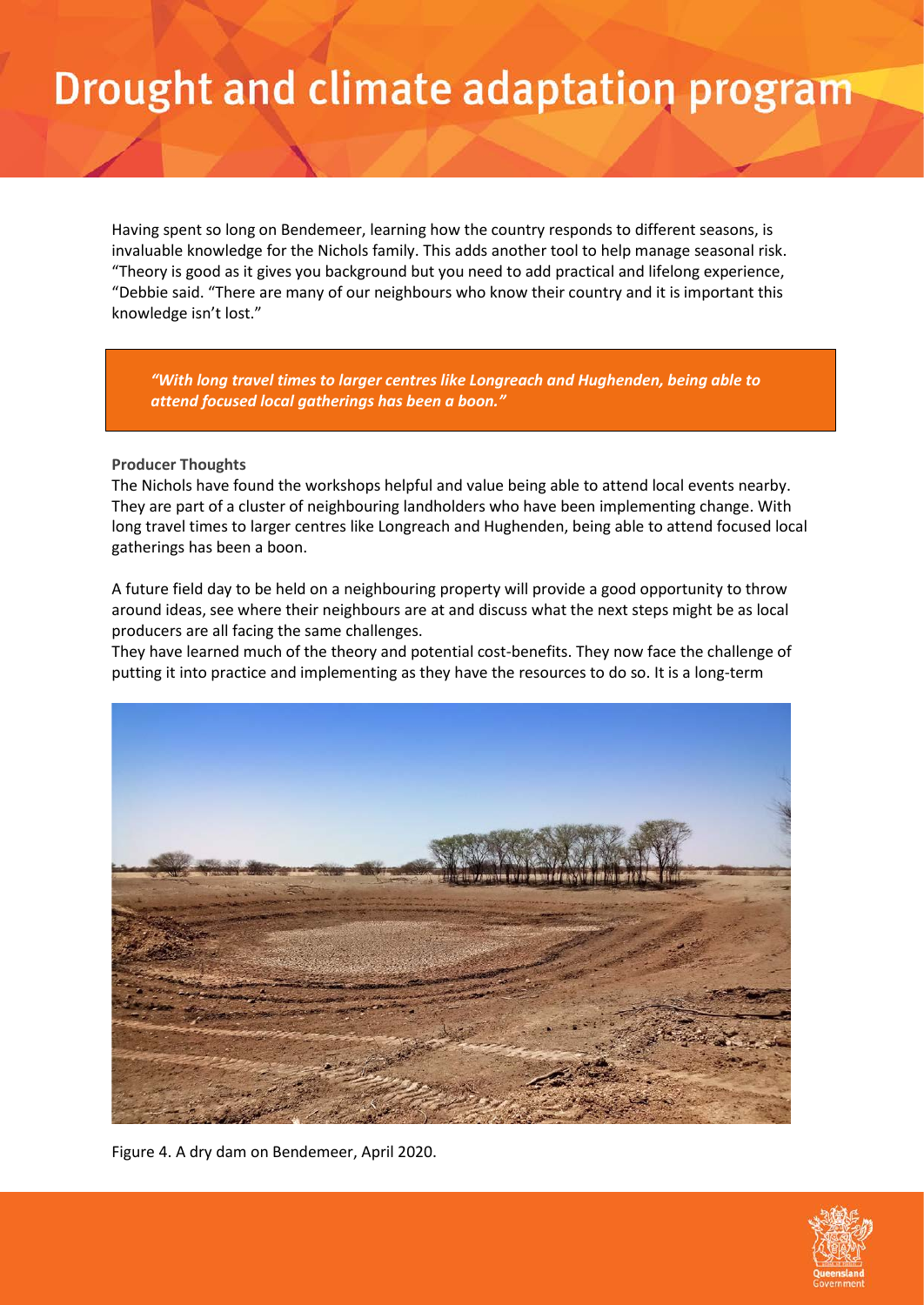Having spent so long on Bendemeer, learning how the country responds to different seasons, is invaluable knowledge for the Nichols family. This adds another tool to help manage seasonal risk. "Theory is good as it gives you background but you need to add practical and lifelong experience, "Debbie said. "There are many of our neighbours who know their country and it is important this knowledge isn't lost."

> ***"With long travel times to larger centres like Longreach and Hughenden, being able to attend focused local gatherings has been a boon."***

**Producer Thoughts**

The Nichols have found the workshops helpful and value being able to attend local events nearby. They are part of a cluster of neighbouring landholders who have been implementing change. With long travel times to larger centres like Longreach and Hughenden, being able to attend focused local gatherings has been a boon.

A future field day to be held on a neighbouring property will provide a good opportunity to throw around ideas, see where their neighbours are at and discuss what the next steps might be as local producers are all facing the same challenges.

They have learned much of the theory and potential cost-benefits. They now face the challenge of putting it into practice and implementing as they have the resources to do so. It is a long-term

Figure 4. A dry dam on Bendemeer, April 2020.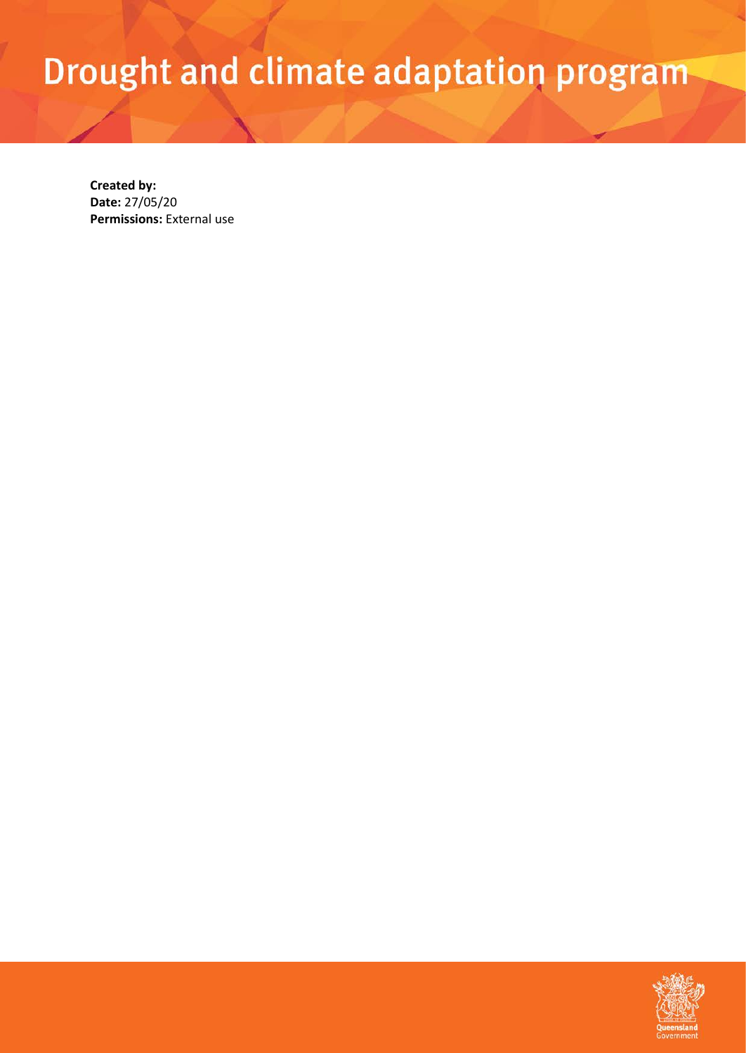# Drought and climate adaptation program

**Created by:**
**Date:** 27/05/20
**Permissions:** External use